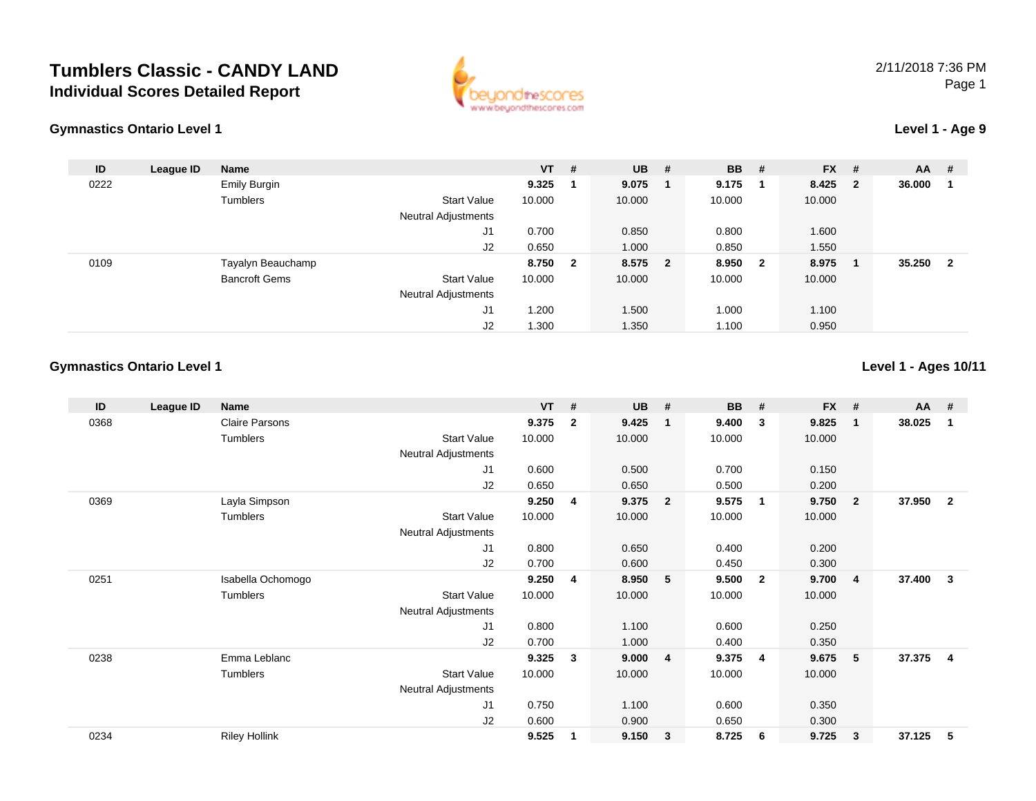# Tumblers Classic - CANDY LAND

## Individual Scores Detailed Report

2/11/2018 7:36 PM

### Gymnastics Ontario Level 1

**Level 1 - Age 9**

| ID | League ID | Name | | VT | # | UB | # | BB | # | FX | # | AA | # |
|---|---|---|---|---|---|---|---|---|---|---|---|---|---|
| 0222 | | Emily Burgin | | **9.325** | **1** | **9.075** | **1** | **9.175** | **1** | **8.425** | **2** | **36.000** | **1** |
| | | Tumblers | Start Value | 10.000 | | 10.000 | | 10.000 | | 10.000 | | | |
| | | | Neutral Adjustments | | | | | | | | | | |
| | | | J1 | 0.700 | | 0.850 | | 0.800 | | 1.600 | | | |
| | | | J2 | 0.650 | | 1.000 | | 0.850 | | 1.550 | | | |
| 0109 | | Tayalyn Beauchamp | | **8.750** | **2** | **8.575** | **2** | **8.950** | **2** | **8.975** | **1** | **35.250** | **2** |
| | | Bancroft Gems | Start Value | 10.000 | | 10.000 | | 10.000 | | 10.000 | | | |
| | | | Neutral Adjustments | | | | | | | | | | |
| | | | J1 | 1.200 | | 1.500 | | 1.000 | | 1.100 | | | |
| | | | J2 | 1.300 | | 1.350 | | 1.100 | | 0.950 | | | |

### Gymnastics Ontario Level 1

**Level 1 - Ages 10/11**

| ID | League ID | Name | | VT | # | UB | # | BB | # | FX | # | AA | # |
|---|---|---|---|---|---|---|---|---|---|---|---|---|---|
| 0368 | | Claire Parsons | | **9.375** | **2** | **9.425** | **1** | **9.400** | **3** | **9.825** | **1** | **38.025** | **1** |
| | | Tumblers | Start Value | 10.000 | | 10.000 | | 10.000 | | 10.000 | | | |
| | | | Neutral Adjustments | | | | | | | | | | |
| | | | J1 | 0.600 | | 0.500 | | 0.700 | | 0.150 | | | |
| | | | J2 | 0.650 | | 0.650 | | 0.500 | | 0.200 | | | |
| 0369 | | Layla Simpson | | **9.250** | **4** | **9.375** | **2** | **9.575** | **1** | **9.750** | **2** | **37.950** | **2** |
| | | Tumblers | Start Value | 10.000 | | 10.000 | | 10.000 | | 10.000 | | | |
| | | | Neutral Adjustments | | | | | | | | | | |
| | | | J1 | 0.800 | | 0.650 | | 0.400 | | 0.200 | | | |
| | | | J2 | 0.700 | | 0.600 | | 0.450 | | 0.300 | | | |
| 0251 | | Isabella Ochomogo | | **9.250** | **4** | **8.950** | **5** | **9.500** | **2** | **9.700** | **4** | **37.400** | **3** |
| | | Tumblers | Start Value | 10.000 | | 10.000 | | 10.000 | | 10.000 | | | |
| | | | Neutral Adjustments | | | | | | | | | | |
| | | | J1 | 0.800 | | 1.100 | | 0.600 | | 0.250 | | | |
| | | | J2 | 0.700 | | 1.000 | | 0.400 | | 0.350 | | | |
| 0238 | | Emma Leblanc | | **9.325** | **3** | **9.000** | **4** | **9.375** | **4** | **9.675** | **5** | **37.375** | **4** |
| | | Tumblers | Start Value | 10.000 | | 10.000 | | 10.000 | | 10.000 | | | |
| | | | Neutral Adjustments | | | | | | | | | | |
| | | | J1 | 0.750 | | 1.100 | | 0.600 | | 0.350 | | | |
| | | | J2 | 0.600 | | 0.900 | | 0.650 | | 0.300 | | | |
| 0234 | | Riley Hollink | | **9.525** | **1** | **9.150** | **3** | **8.725** | **6** | **9.725** | **3** | **37.125** | **5** |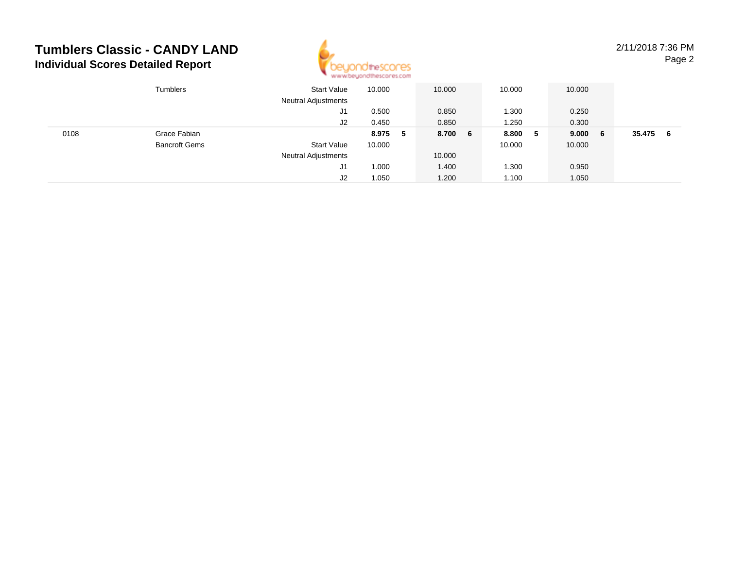# Tumblers Classic - CANDY LAND

## Individual Scores Detailed Report

| | | | | | | | | | | | | |
|---|---|---|---|---|---|---|---|---|---|---|---|---|
| | Tumblers | Start Value | 10.000 | | 10.000 | | 10.000 | | 10.000 | | | |
| | | Neutral Adjustments | | | | | | | | | | |
| | | J1 | 0.500 | | 0.850 | | 1.300 | | 0.250 | | | |
| | | J2 | 0.450 | | 0.850 | | 1.250 | | 0.300 | | | |
| 0108 | Grace Fabian | | **8.975** | **5** | **8.700** | **6** | **8.800** | **5** | **9.000** | **6** | **35.475** | **6** |
| | Bancroft Gems | Start Value | 10.000 | | | | 10.000 | | 10.000 | | | |
| | | Neutral Adjustments | | | 10.000 | | | | | | | |
| | | J1 | 1.000 | | 1.400 | | 1.300 | | 0.950 | | | |
| | | J2 | 1.050 | | 1.200 | | 1.100 | | 1.050 | | | |